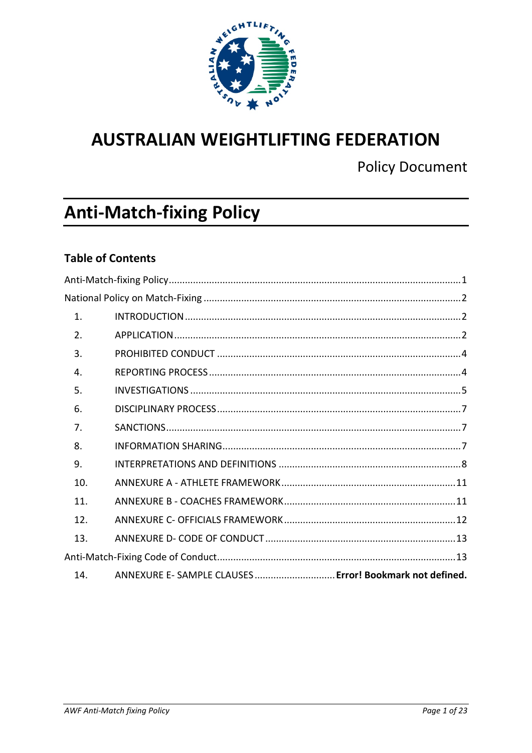# AUSTRALIAN WEIGHTLIFTING FEDERATION

Policy Document

# Anti-Match-fixing Policy

## Table of Contents

Anti-Match-fixing Policy ........................................ 1

National Policy on Match-Fixing ........................................ 2

1. INTRODUCTION ........................................ 2
2. APPLICATION ........................................ 2
3. PROHIBITED CONDUCT ........................................ 4
4. REPORTING PROCESS ........................................ 4
5. INVESTIGATIONS ........................................ 5
6. DISCIPLINARY PROCESS ........................................ 7
7. SANCTIONS ........................................ 7
8. INFORMATION SHARING ........................................ 7
9. INTERPRETATIONS AND DEFINITIONS ........................................ 8
10. ANNEXURE A - ATHLETE FRAMEWORK ........................................ 11
11. ANNEXURE B - COACHES FRAMEWORK ........................................ 11
12. ANNEXURE C- OFFICIALS FRAMEWORK ........................................ 12
13. ANNEXURE D- CODE OF CONDUCT ........................................ 13

Anti-Match-Fixing Code of Conduct ........................................ 13

14. ANNEXURE E- SAMPLE CLAUSES ........................................ **Error! Bookmark not defined.**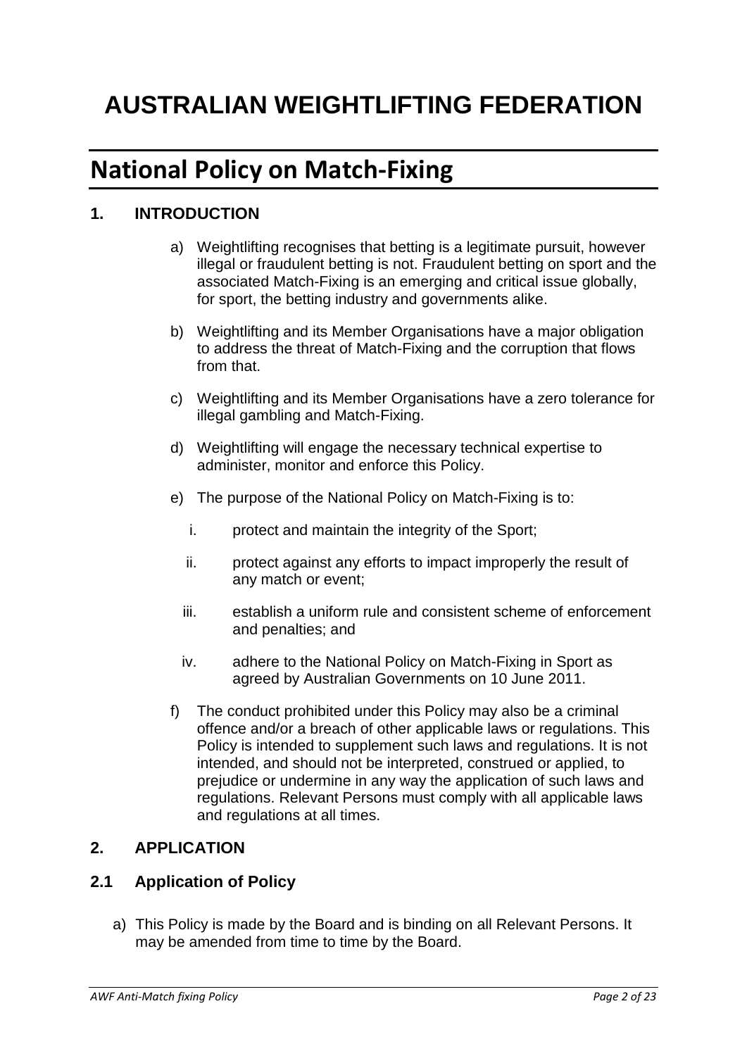# AUSTRALIAN WEIGHTLIFTING FEDERATION

# National Policy on Match-Fixing

## 1. INTRODUCTION

a) Weightlifting recognises that betting is a legitimate pursuit, however illegal or fraudulent betting is not. Fraudulent betting on sport and the associated Match-Fixing is an emerging and critical issue globally, for sport, the betting industry and governments alike.

b) Weightlifting and its Member Organisations have a major obligation to address the threat of Match-Fixing and the corruption that flows from that.

c) Weightlifting and its Member Organisations have a zero tolerance for illegal gambling and Match-Fixing.

d) Weightlifting will engage the necessary technical expertise to administer, monitor and enforce this Policy.

e) The purpose of the National Policy on Match-Fixing is to:

   i. protect and maintain the integrity of the Sport;

   ii. protect against any efforts to impact improperly the result of any match or event;

   iii. establish a uniform rule and consistent scheme of enforcement and penalties; and

   iv. adhere to the National Policy on Match-Fixing in Sport as agreed by Australian Governments on 10 June 2011.

f) The conduct prohibited under this Policy may also be a criminal offence and/or a breach of other applicable laws or regulations. This Policy is intended to supplement such laws and regulations. It is not intended, and should not be interpreted, construed or applied, to prejudice or undermine in any way the application of such laws and regulations. Relevant Persons must comply with all applicable laws and regulations at all times.

## 2. APPLICATION

### 2.1 Application of Policy

a) This Policy is made by the Board and is binding on all Relevant Persons. It may be amended from time to time by the Board.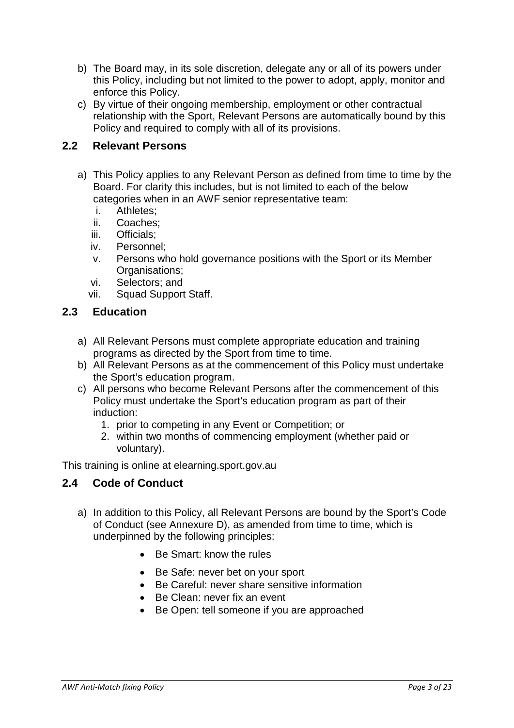b) The Board may, in its sole discretion, delegate any or all of its powers under this Policy, including but not limited to the power to adopt, apply, monitor and enforce this Policy.

c) By virtue of their ongoing membership, employment or other contractual relationship with the Sport, Relevant Persons are automatically bound by this Policy and required to comply with all of its provisions.

## 2.2 Relevant Persons

a) This Policy applies to any Relevant Person as defined from time to time by the Board. For clarity this includes, but is not limited to each of the below categories when in an AWF senior representative team:
   i. Athletes;
   ii. Coaches;
   iii. Officials;
   iv. Personnel;
   v. Persons who hold governance positions with the Sport or its Member Organisations;
   vi. Selectors; and
   vii. Squad Support Staff.

## 2.3 Education

a) All Relevant Persons must complete appropriate education and training programs as directed by the Sport from time to time.

b) All Relevant Persons as at the commencement of this Policy must undertake the Sport's education program.

c) All persons who become Relevant Persons after the commencement of this Policy must undertake the Sport's education program as part of their induction:
   1. prior to competing in any Event or Competition; or
   2. within two months of commencing employment (whether paid or voluntary).

This training is online at elearning.sport.gov.au

## 2.4 Code of Conduct

a) In addition to this Policy, all Relevant Persons are bound by the Sport's Code of Conduct (see Annexure D), as amended from time to time, which is underpinned by the following principles:

   - Be Smart: know the rules
   - Be Safe: never bet on your sport
   - Be Careful: never share sensitive information
   - Be Clean: never fix an event
   - Be Open: tell someone if you are approached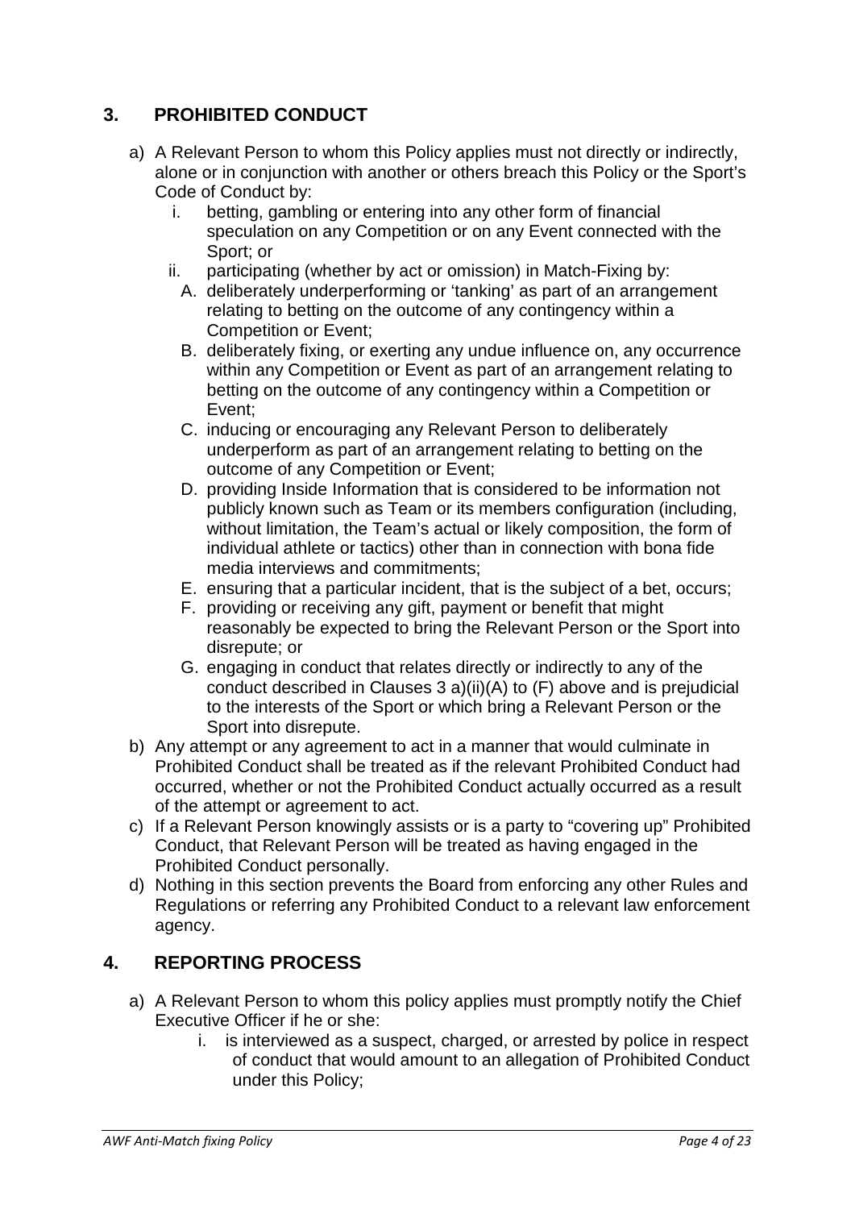## 3. PROHIBITED CONDUCT

a) A Relevant Person to whom this Policy applies must not directly or indirectly, alone or in conjunction with another or others breach this Policy or the Sport's Code of Conduct by:
   i. betting, gambling or entering into any other form of financial speculation on any Competition or on any Event connected with the Sport; or
   ii. participating (whether by act or omission) in Match-Fixing by:
      A. deliberately underperforming or 'tanking' as part of an arrangement relating to betting on the outcome of any contingency within a Competition or Event;
      B. deliberately fixing, or exerting any undue influence on, any occurrence within any Competition or Event as part of an arrangement relating to betting on the outcome of any contingency within a Competition or Event;
      C. inducing or encouraging any Relevant Person to deliberately underperform as part of an arrangement relating to betting on the outcome of any Competition or Event;
      D. providing Inside Information that is considered to be information not publicly known such as Team or its members configuration (including, without limitation, the Team's actual or likely composition, the form of individual athlete or tactics) other than in connection with bona fide media interviews and commitments;
      E. ensuring that a particular incident, that is the subject of a bet, occurs;
      F. providing or receiving any gift, payment or benefit that might reasonably be expected to bring the Relevant Person or the Sport into disrepute; or
      G. engaging in conduct that relates directly or indirectly to any of the conduct described in Clauses 3 a)(ii)(A) to (F) above and is prejudicial to the interests of the Sport or which bring a Relevant Person or the Sport into disrepute.

b) Any attempt or any agreement to act in a manner that would culminate in Prohibited Conduct shall be treated as if the relevant Prohibited Conduct had occurred, whether or not the Prohibited Conduct actually occurred as a result of the attempt or agreement to act.

c) If a Relevant Person knowingly assists or is a party to "covering up" Prohibited Conduct, that Relevant Person will be treated as having engaged in the Prohibited Conduct personally.

d) Nothing in this section prevents the Board from enforcing any other Rules and Regulations or referring any Prohibited Conduct to a relevant law enforcement agency.

## 4. REPORTING PROCESS

a) A Relevant Person to whom this policy applies must promptly notify the Chief Executive Officer if he or she:
   i. is interviewed as a suspect, charged, or arrested by police in respect of conduct that would amount to an allegation of Prohibited Conduct under this Policy;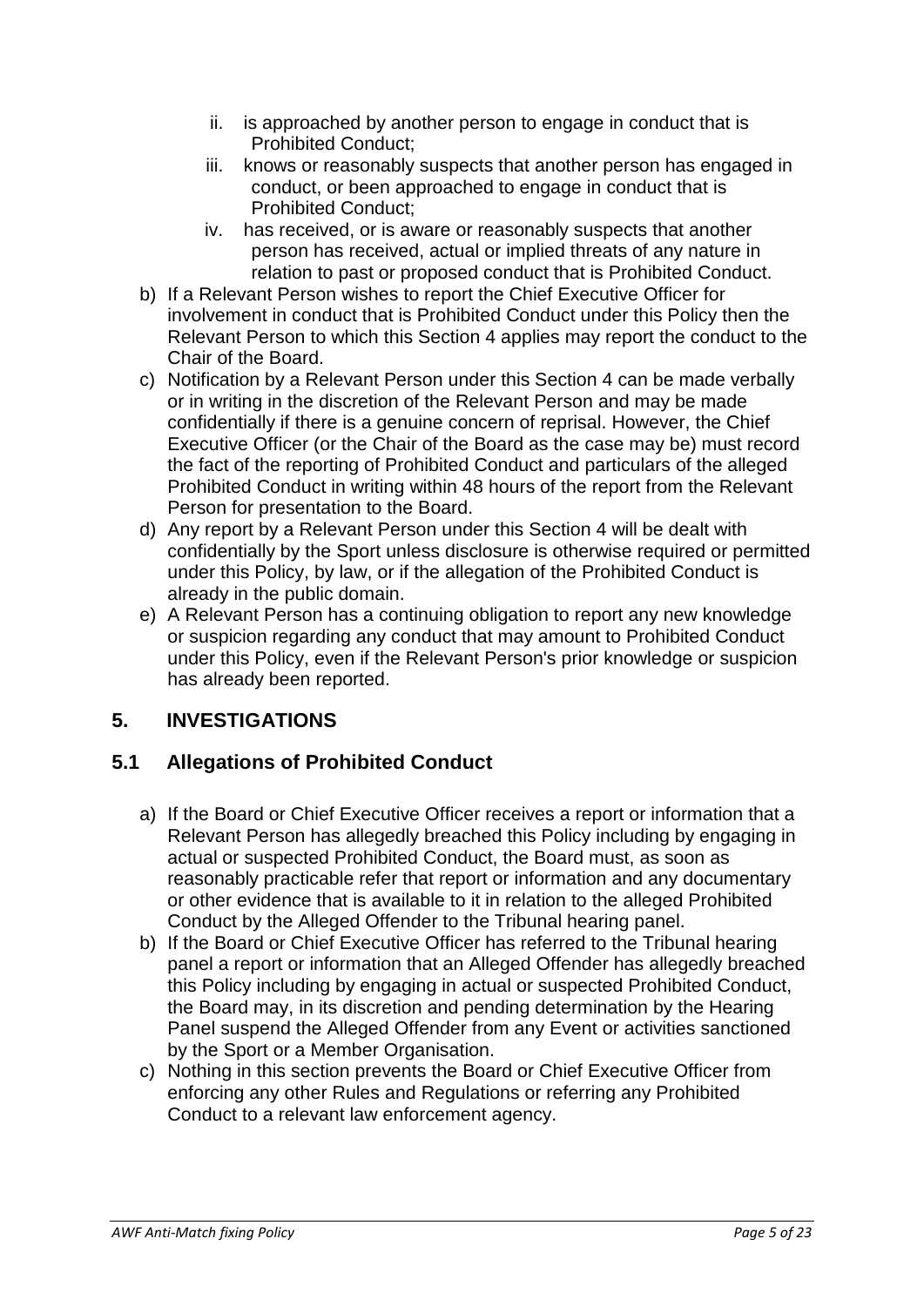ii. is approached by another person to engage in conduct that is Prohibited Conduct;
iii. knows or reasonably suspects that another person has engaged in conduct, or been approached to engage in conduct that is Prohibited Conduct;
iv. has received, or is aware or reasonably suspects that another person has received, actual or implied threats of any nature in relation to past or proposed conduct that is Prohibited Conduct.

b) If a Relevant Person wishes to report the Chief Executive Officer for involvement in conduct that is Prohibited Conduct under this Policy then the Relevant Person to which this Section 4 applies may report the conduct to the Chair of the Board.

c) Notification by a Relevant Person under this Section 4 can be made verbally or in writing in the discretion of the Relevant Person and may be made confidentially if there is a genuine concern of reprisal. However, the Chief Executive Officer (or the Chair of the Board as the case may be) must record the fact of the reporting of Prohibited Conduct and particulars of the alleged Prohibited Conduct in writing within 48 hours of the report from the Relevant Person for presentation to the Board.

d) Any report by a Relevant Person under this Section 4 will be dealt with confidentially by the Sport unless disclosure is otherwise required or permitted under this Policy, by law, or if the allegation of the Prohibited Conduct is already in the public domain.

e) A Relevant Person has a continuing obligation to report any new knowledge or suspicion regarding any conduct that may amount to Prohibited Conduct under this Policy, even if the Relevant Person's prior knowledge or suspicion has already been reported.

## 5. INVESTIGATIONS

### 5.1 Allegations of Prohibited Conduct

a) If the Board or Chief Executive Officer receives a report or information that a Relevant Person has allegedly breached this Policy including by engaging in actual or suspected Prohibited Conduct, the Board must, as soon as reasonably practicable refer that report or information and any documentary or other evidence that is available to it in relation to the alleged Prohibited Conduct by the Alleged Offender to the Tribunal hearing panel.

b) If the Board or Chief Executive Officer has referred to the Tribunal hearing panel a report or information that an Alleged Offender has allegedly breached this Policy including by engaging in actual or suspected Prohibited Conduct, the Board may, in its discretion and pending determination by the Hearing Panel suspend the Alleged Offender from any Event or activities sanctioned by the Sport or a Member Organisation.

c) Nothing in this section prevents the Board or Chief Executive Officer from enforcing any other Rules and Regulations or referring any Prohibited Conduct to a relevant law enforcement agency.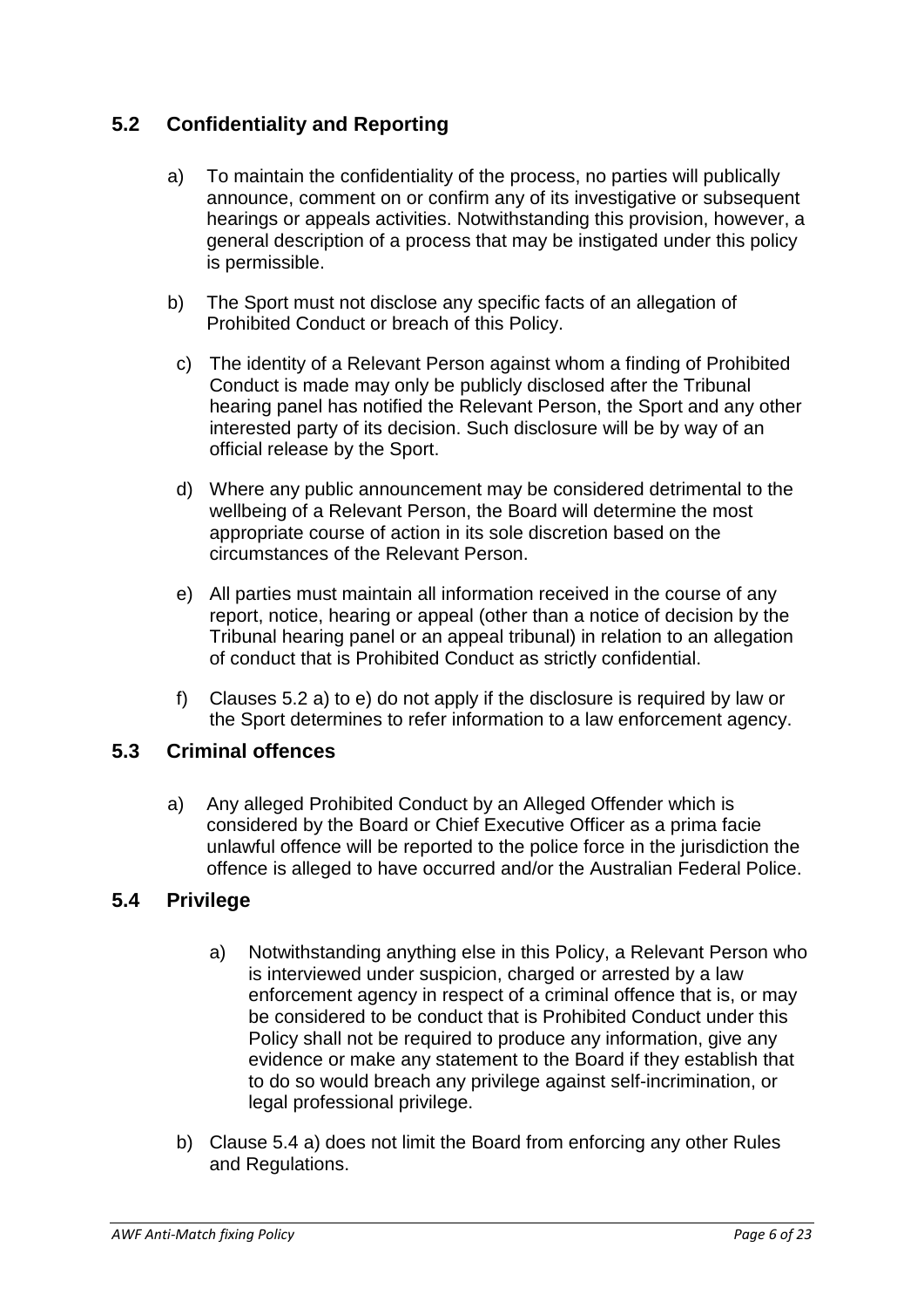## 5.2 Confidentiality and Reporting

a) To maintain the confidentiality of the process, no parties will publically announce, comment on or confirm any of its investigative or subsequent hearings or appeals activities. Notwithstanding this provision, however, a general description of a process that may be instigated under this policy is permissible.

b) The Sport must not disclose any specific facts of an allegation of Prohibited Conduct or breach of this Policy.

c) The identity of a Relevant Person against whom a finding of Prohibited Conduct is made may only be publicly disclosed after the Tribunal hearing panel has notified the Relevant Person, the Sport and any other interested party of its decision. Such disclosure will be by way of an official release by the Sport.

d) Where any public announcement may be considered detrimental to the wellbeing of a Relevant Person, the Board will determine the most appropriate course of action in its sole discretion based on the circumstances of the Relevant Person.

e) All parties must maintain all information received in the course of any report, notice, hearing or appeal (other than a notice of decision by the Tribunal hearing panel or an appeal tribunal) in relation to an allegation of conduct that is Prohibited Conduct as strictly confidential.

f) Clauses 5.2 a) to e) do not apply if the disclosure is required by law or the Sport determines to refer information to a law enforcement agency.

## 5.3 Criminal offences

a) Any alleged Prohibited Conduct by an Alleged Offender which is considered by the Board or Chief Executive Officer as a prima facie unlawful offence will be reported to the police force in the jurisdiction the offence is alleged to have occurred and/or the Australian Federal Police.

## 5.4 Privilege

a) Notwithstanding anything else in this Policy, a Relevant Person who is interviewed under suspicion, charged or arrested by a law enforcement agency in respect of a criminal offence that is, or may be considered to be conduct that is Prohibited Conduct under this Policy shall not be required to produce any information, give any evidence or make any statement to the Board if they establish that to do so would breach any privilege against self-incrimination, or legal professional privilege.

b) Clause 5.4 a) does not limit the Board from enforcing any other Rules and Regulations.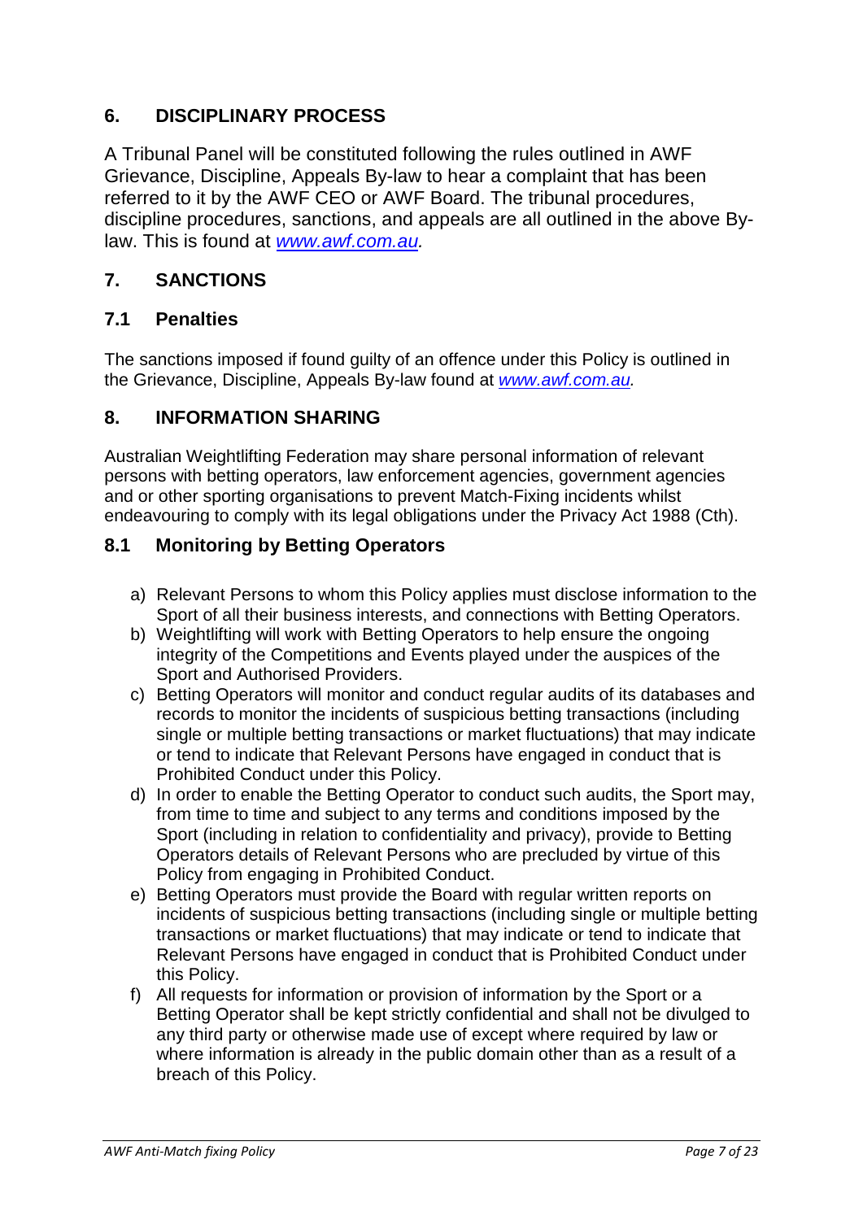## 6. DISCIPLINARY PROCESS

A Tribunal Panel will be constituted following the rules outlined in AWF Grievance, Discipline, Appeals By-law to hear a complaint that has been referred to it by the AWF CEO or AWF Board. The tribunal procedures, discipline procedures, sanctions, and appeals are all outlined in the above By-law. This is found at *www.awf.com.au.*

## 7. SANCTIONS

### 7.1 Penalties

The sanctions imposed if found guilty of an offence under this Policy is outlined in the Grievance, Discipline, Appeals By-law found at *www.awf.com.au.*

## 8. INFORMATION SHARING

Australian Weightlifting Federation may share personal information of relevant persons with betting operators, law enforcement agencies, government agencies and or other sporting organisations to prevent Match-Fixing incidents whilst endeavouring to comply with its legal obligations under the Privacy Act 1988 (Cth).

### 8.1 Monitoring by Betting Operators

a) Relevant Persons to whom this Policy applies must disclose information to the Sport of all their business interests, and connections with Betting Operators.

b) Weightlifting will work with Betting Operators to help ensure the ongoing integrity of the Competitions and Events played under the auspices of the Sport and Authorised Providers.

c) Betting Operators will monitor and conduct regular audits of its databases and records to monitor the incidents of suspicious betting transactions (including single or multiple betting transactions or market fluctuations) that may indicate or tend to indicate that Relevant Persons have engaged in conduct that is Prohibited Conduct under this Policy.

d) In order to enable the Betting Operator to conduct such audits, the Sport may, from time to time and subject to any terms and conditions imposed by the Sport (including in relation to confidentiality and privacy), provide to Betting Operators details of Relevant Persons who are precluded by virtue of this Policy from engaging in Prohibited Conduct.

e) Betting Operators must provide the Board with regular written reports on incidents of suspicious betting transactions (including single or multiple betting transactions or market fluctuations) that may indicate or tend to indicate that Relevant Persons have engaged in conduct that is Prohibited Conduct under this Policy.

f) All requests for information or provision of information by the Sport or a Betting Operator shall be kept strictly confidential and shall not be divulged to any third party or otherwise made use of except where required by law or where information is already in the public domain other than as a result of a breach of this Policy.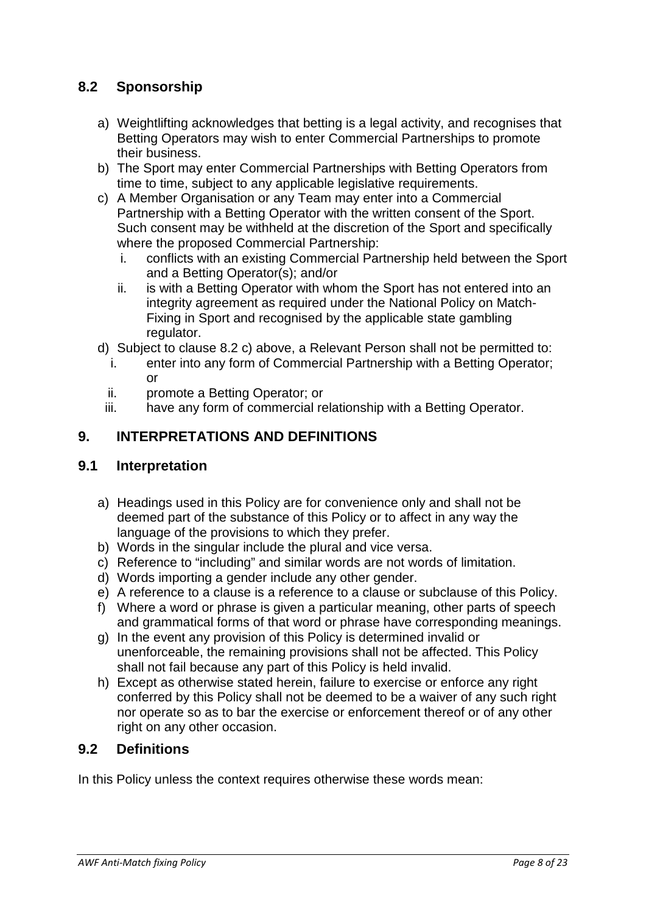## 8.2 Sponsorship

a) Weightlifting acknowledges that betting is a legal activity, and recognises that Betting Operators may wish to enter Commercial Partnerships to promote their business.
b) The Sport may enter Commercial Partnerships with Betting Operators from time to time, subject to any applicable legislative requirements.
c) A Member Organisation or any Team may enter into a Commercial Partnership with a Betting Operator with the written consent of the Sport. Such consent may be withheld at the discretion of the Sport and specifically where the proposed Commercial Partnership:
   i. conflicts with an existing Commercial Partnership held between the Sport and a Betting Operator(s); and/or
   ii. is with a Betting Operator with whom the Sport has not entered into an integrity agreement as required under the National Policy on Match-Fixing in Sport and recognised by the applicable state gambling regulator.
d) Subject to clause 8.2 c) above, a Relevant Person shall not be permitted to:
   i. enter into any form of Commercial Partnership with a Betting Operator; or
   ii. promote a Betting Operator; or
   iii. have any form of commercial relationship with a Betting Operator.

# 9. INTERPRETATIONS AND DEFINITIONS

## 9.1 Interpretation

a) Headings used in this Policy are for convenience only and shall not be deemed part of the substance of this Policy or to affect in any way the language of the provisions to which they prefer.
b) Words in the singular include the plural and vice versa.
c) Reference to "including" and similar words are not words of limitation.
d) Words importing a gender include any other gender.
e) A reference to a clause is a reference to a clause or subclause of this Policy.
f) Where a word or phrase is given a particular meaning, other parts of speech and grammatical forms of that word or phrase have corresponding meanings.
g) In the event any provision of this Policy is determined invalid or unenforceable, the remaining provisions shall not be affected. This Policy shall not fail because any part of this Policy is held invalid.
h) Except as otherwise stated herein, failure to exercise or enforce any right conferred by this Policy shall not be deemed to be a waiver of any such right nor operate so as to bar the exercise or enforcement thereof or of any other right on any other occasion.

## 9.2 Definitions

In this Policy unless the context requires otherwise these words mean: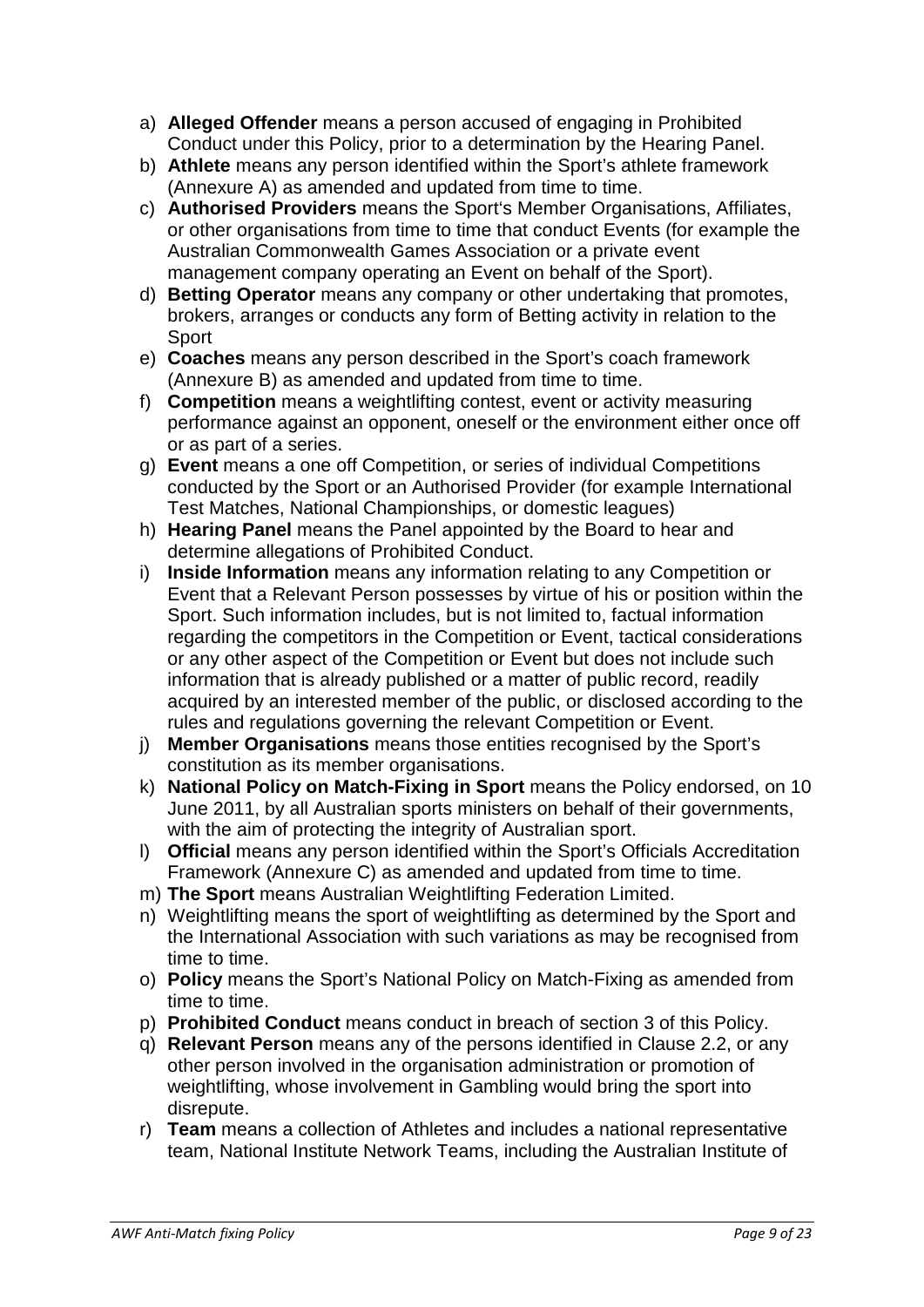a) **Alleged Offender** means a person accused of engaging in Prohibited Conduct under this Policy, prior to a determination by the Hearing Panel.
b) **Athlete** means any person identified within the Sport's athlete framework (Annexure A) as amended and updated from time to time.
c) **Authorised Providers** means the Sport's Member Organisations, Affiliates, or other organisations from time to time that conduct Events (for example the Australian Commonwealth Games Association or a private event management company operating an Event on behalf of the Sport).
d) **Betting Operator** means any company or other undertaking that promotes, brokers, arranges or conducts any form of Betting activity in relation to the Sport
e) **Coaches** means any person described in the Sport's coach framework (Annexure B) as amended and updated from time to time.
f) **Competition** means a weightlifting contest, event or activity measuring performance against an opponent, oneself or the environment either once off or as part of a series.
g) **Event** means a one off Competition, or series of individual Competitions conducted by the Sport or an Authorised Provider (for example International Test Matches, National Championships, or domestic leagues)
h) **Hearing Panel** means the Panel appointed by the Board to hear and determine allegations of Prohibited Conduct.
i) **Inside Information** means any information relating to any Competition or Event that a Relevant Person possesses by virtue of his or position within the Sport. Such information includes, but is not limited to, factual information regarding the competitors in the Competition or Event, tactical considerations or any other aspect of the Competition or Event but does not include such information that is already published or a matter of public record, readily acquired by an interested member of the public, or disclosed according to the rules and regulations governing the relevant Competition or Event.
j) **Member Organisations** means those entities recognised by the Sport's constitution as its member organisations.
k) **National Policy on Match-Fixing in Sport** means the Policy endorsed, on 10 June 2011, by all Australian sports ministers on behalf of their governments, with the aim of protecting the integrity of Australian sport.
l) **Official** means any person identified within the Sport's Officials Accreditation Framework (Annexure C) as amended and updated from time to time.
m) **The Sport** means Australian Weightlifting Federation Limited.
n) Weightlifting means the sport of weightlifting as determined by the Sport and the International Association with such variations as may be recognised from time to time.
o) **Policy** means the Sport's National Policy on Match-Fixing as amended from time to time.
p) **Prohibited Conduct** means conduct in breach of section 3 of this Policy.
q) **Relevant Person** means any of the persons identified in Clause 2.2, or any other person involved in the organisation administration or promotion of weightlifting, whose involvement in Gambling would bring the sport into disrepute.
r) **Team** means a collection of Athletes and includes a national representative team, National Institute Network Teams, including the Australian Institute of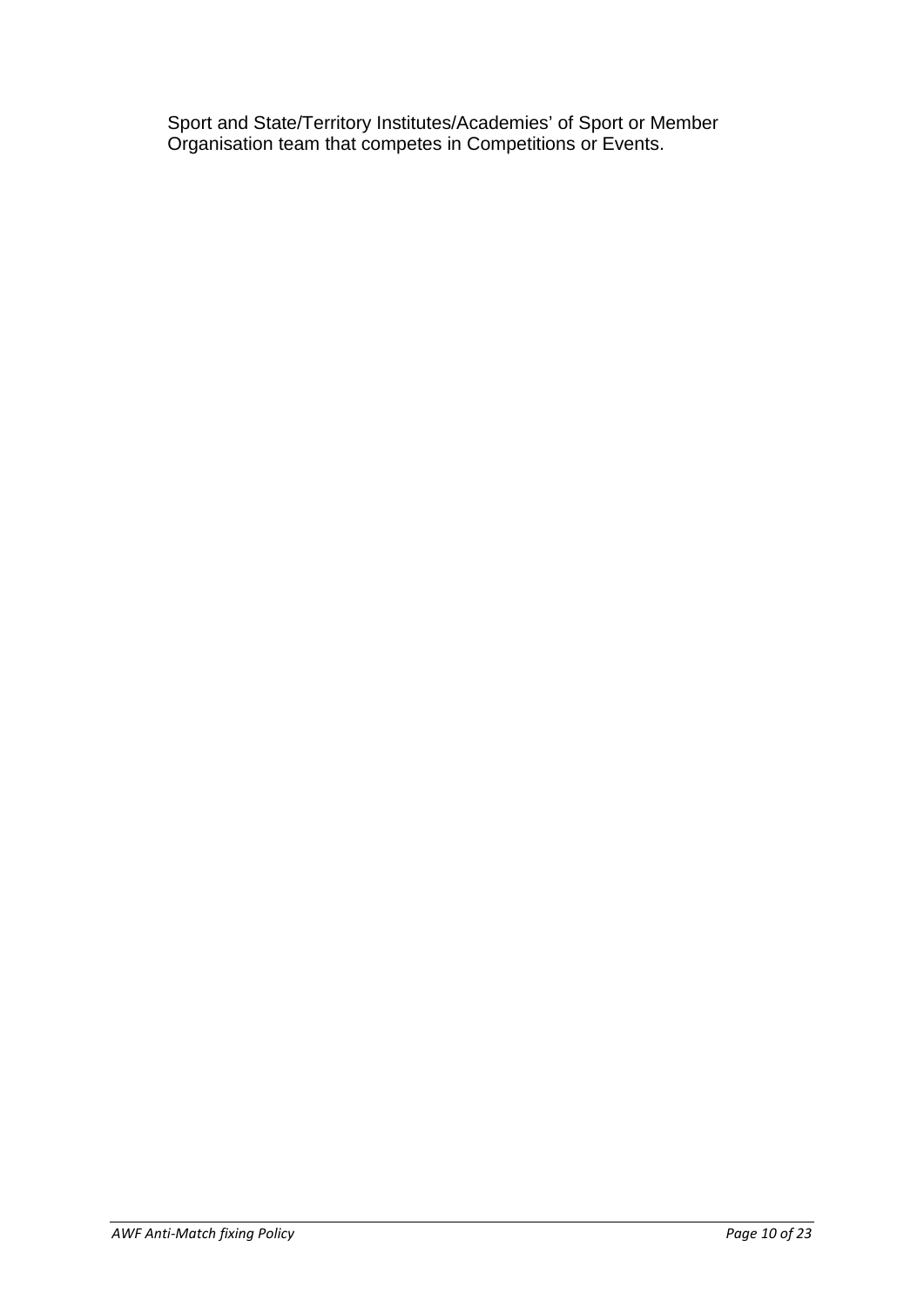Sport and State/Territory Institutes/Academies' of Sport or Member Organisation team that competes in Competitions or Events.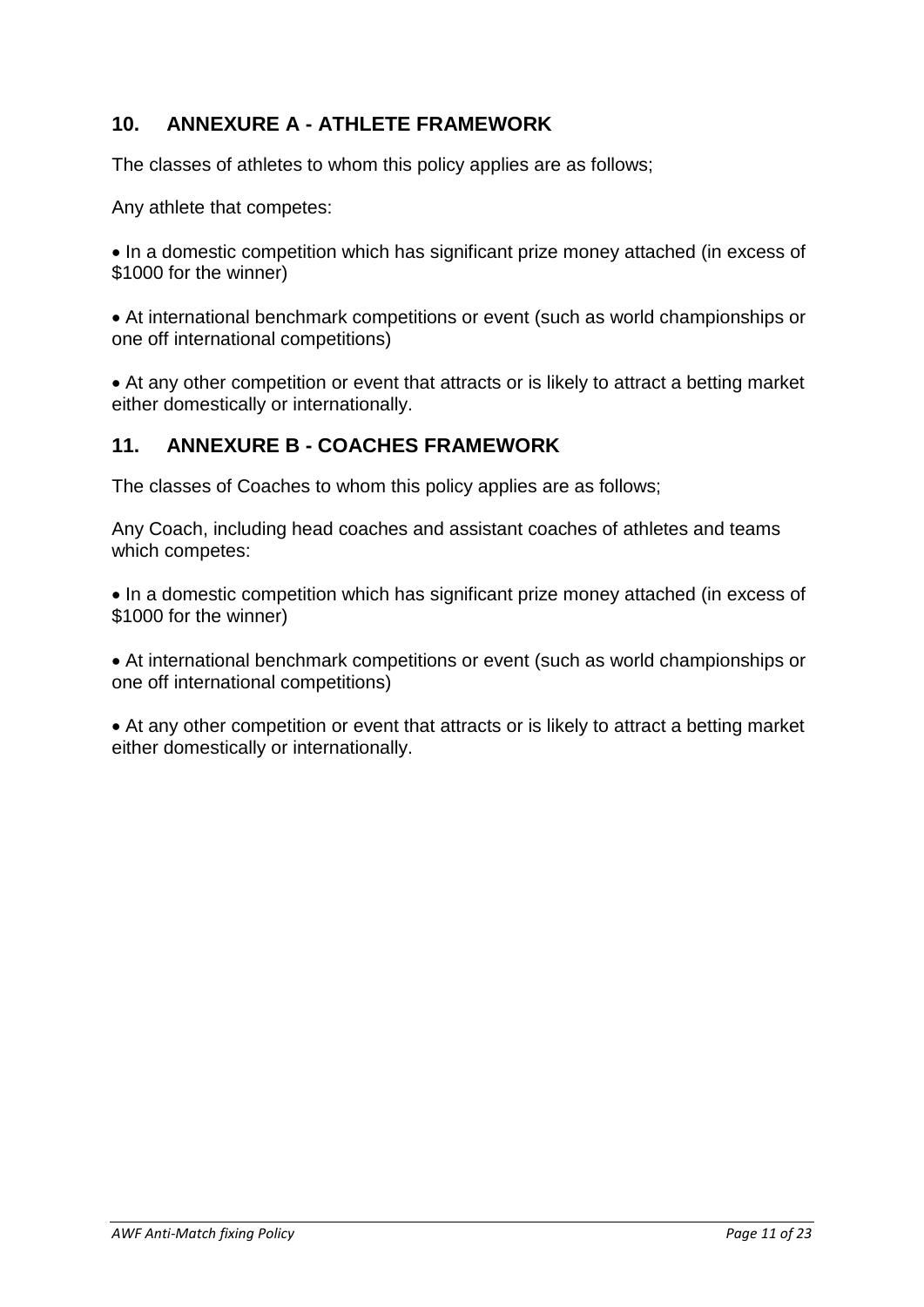## 10. ANNEXURE A - ATHLETE FRAMEWORK

The classes of athletes to whom this policy applies are as follows;

Any athlete that competes:

- In a domestic competition which has significant prize money attached (in excess of $1000 for the winner)
- At international benchmark competitions or event (such as world championships or one off international competitions)
- At any other competition or event that attracts or is likely to attract a betting market either domestically or internationally.

## 11. ANNEXURE B - COACHES FRAMEWORK

The classes of Coaches to whom this policy applies are as follows;

Any Coach, including head coaches and assistant coaches of athletes and teams which competes:

- In a domestic competition which has significant prize money attached (in excess of $1000 for the winner)
- At international benchmark competitions or event (such as world championships or one off international competitions)
- At any other competition or event that attracts or is likely to attract a betting market either domestically or internationally.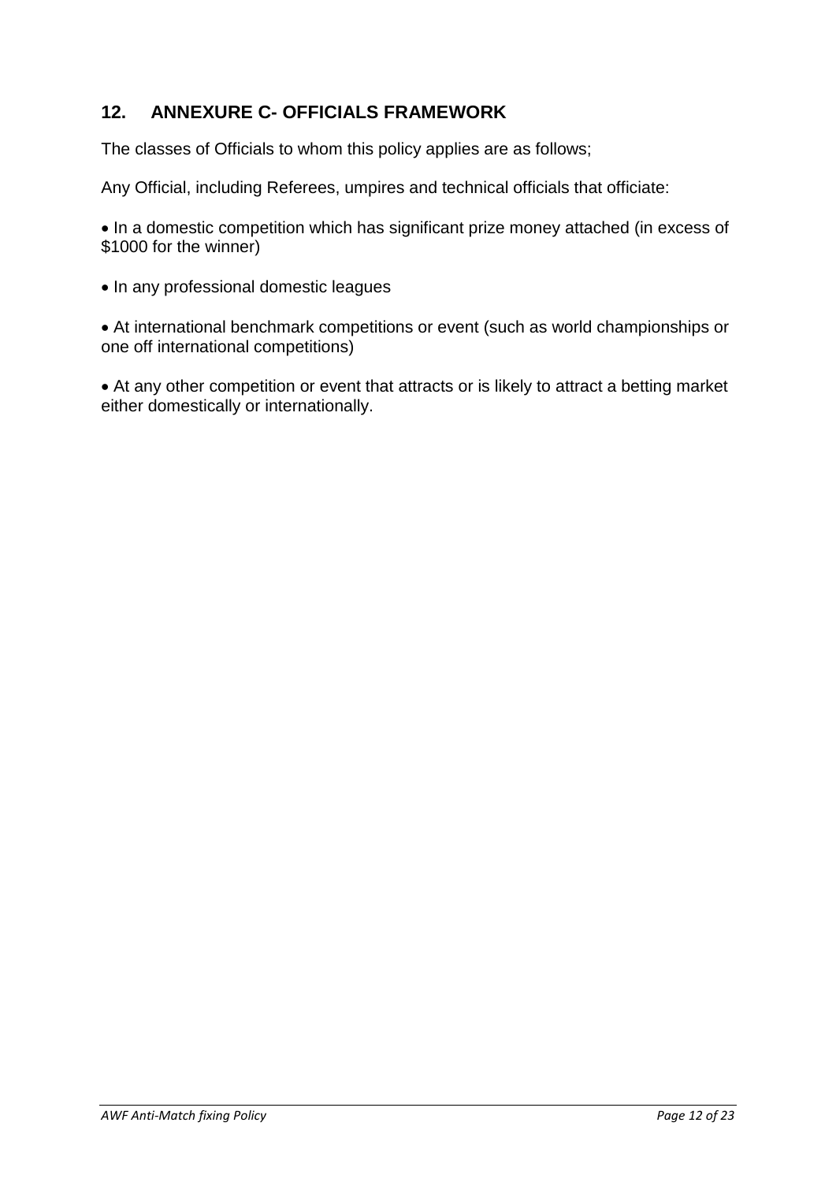## 12. ANNEXURE C- OFFICIALS FRAMEWORK

The classes of Officials to whom this policy applies are as follows;

Any Official, including Referees, umpires and technical officials that officiate:

- In a domestic competition which has significant prize money attached (in excess of $1000 for the winner)
- In any professional domestic leagues
- At international benchmark competitions or event (such as world championships or one off international competitions)
- At any other competition or event that attracts or is likely to attract a betting market either domestically or internationally.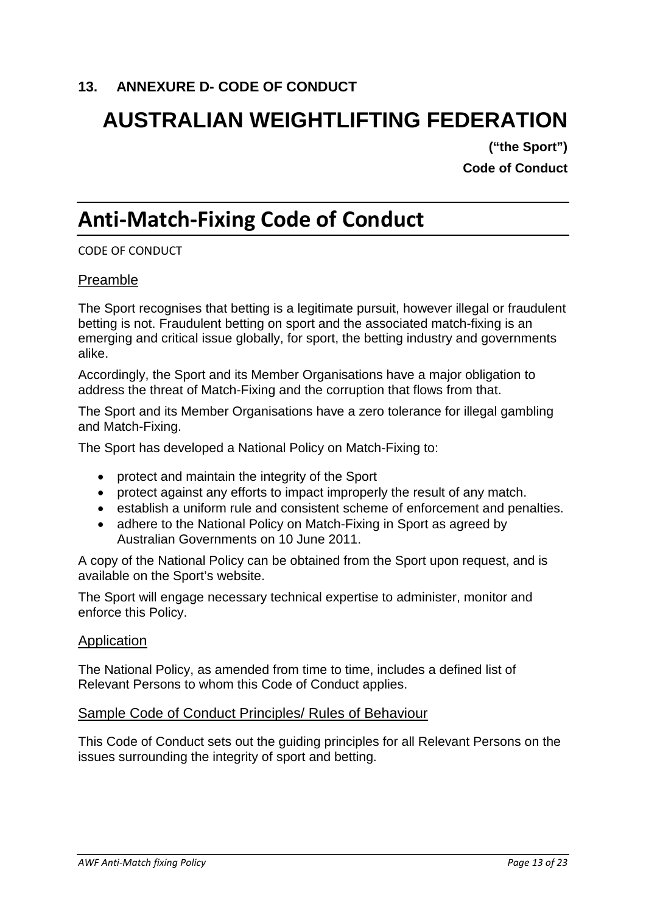## 13. ANNEXURE D- CODE OF CONDUCT

# AUSTRALIAN WEIGHTLIFTING FEDERATION

**("the Sport")**

**Code of Conduct**

# Anti-Match-Fixing Code of Conduct

CODE OF CONDUCT

### Preamble

The Sport recognises that betting is a legitimate pursuit, however illegal or fraudulent betting is not. Fraudulent betting on sport and the associated match-fixing is an emerging and critical issue globally, for sport, the betting industry and governments alike.

Accordingly, the Sport and its Member Organisations have a major obligation to address the threat of Match-Fixing and the corruption that flows from that.

The Sport and its Member Organisations have a zero tolerance for illegal gambling and Match-Fixing.

The Sport has developed a National Policy on Match-Fixing to:

- protect and maintain the integrity of the Sport
- protect against any efforts to impact improperly the result of any match.
- establish a uniform rule and consistent scheme of enforcement and penalties.
- adhere to the National Policy on Match-Fixing in Sport as agreed by Australian Governments on 10 June 2011.

A copy of the National Policy can be obtained from the Sport upon request, and is available on the Sport's website.

The Sport will engage necessary technical expertise to administer, monitor and enforce this Policy.

### Application

The National Policy, as amended from time to time, includes a defined list of Relevant Persons to whom this Code of Conduct applies.

### Sample Code of Conduct Principles/ Rules of Behaviour

This Code of Conduct sets out the guiding principles for all Relevant Persons on the issues surrounding the integrity of sport and betting.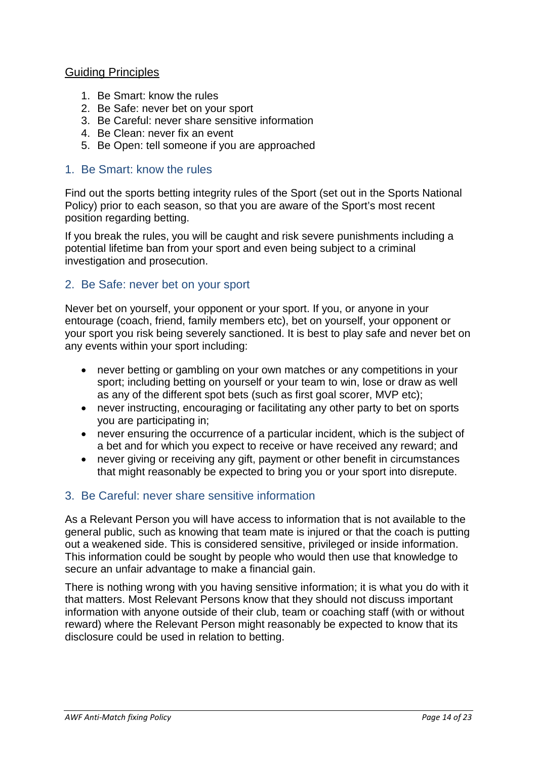## Guiding Principles

1. Be Smart: know the rules
2. Be Safe: never bet on your sport
3. Be Careful: never share sensitive information
4. Be Clean: never fix an event
5. Be Open: tell someone if you are approached

### 1. Be Smart: know the rules

Find out the sports betting integrity rules of the Sport (set out in the Sports National Policy) prior to each season, so that you are aware of the Sport's most recent position regarding betting.

If you break the rules, you will be caught and risk severe punishments including a potential lifetime ban from your sport and even being subject to a criminal investigation and prosecution.

### 2. Be Safe: never bet on your sport

Never bet on yourself, your opponent or your sport. If you, or anyone in your entourage (coach, friend, family members etc), bet on yourself, your opponent or your sport you risk being severely sanctioned. It is best to play safe and never bet on any events within your sport including:

- never betting or gambling on your own matches or any competitions in your sport; including betting on yourself or your team to win, lose or draw as well as any of the different spot bets (such as first goal scorer, MVP etc);
- never instructing, encouraging or facilitating any other party to bet on sports you are participating in;
- never ensuring the occurrence of a particular incident, which is the subject of a bet and for which you expect to receive or have received any reward; and
- never giving or receiving any gift, payment or other benefit in circumstances that might reasonably be expected to bring you or your sport into disrepute.

### 3. Be Careful: never share sensitive information

As a Relevant Person you will have access to information that is not available to the general public, such as knowing that team mate is injured or that the coach is putting out a weakened side. This is considered sensitive, privileged or inside information. This information could be sought by people who would then use that knowledge to secure an unfair advantage to make a financial gain.

There is nothing wrong with you having sensitive information; it is what you do with it that matters. Most Relevant Persons know that they should not discuss important information with anyone outside of their club, team or coaching staff (with or without reward) where the Relevant Person might reasonably be expected to know that its disclosure could be used in relation to betting.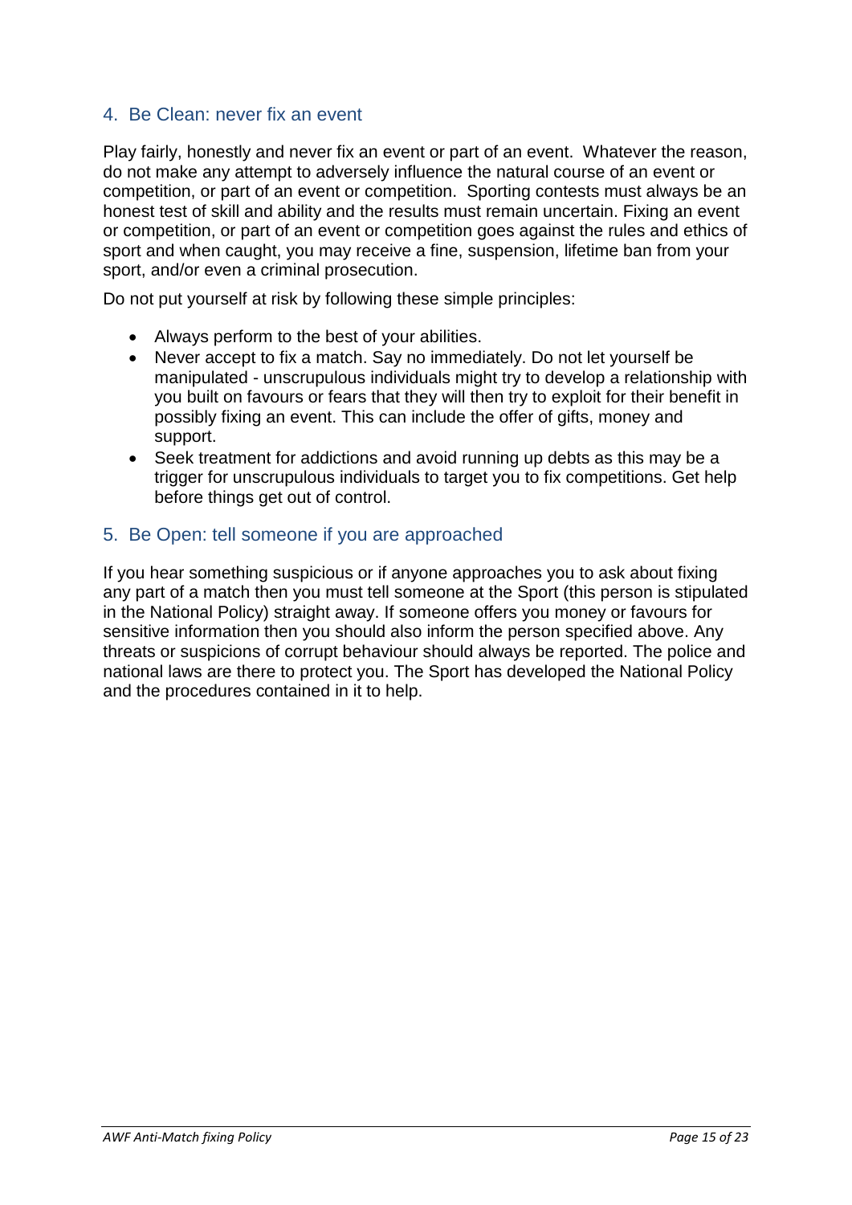## 4. Be Clean: never fix an event

Play fairly, honestly and never fix an event or part of an event. Whatever the reason, do not make any attempt to adversely influence the natural course of an event or competition, or part of an event or competition. Sporting contests must always be an honest test of skill and ability and the results must remain uncertain. Fixing an event or competition, or part of an event or competition goes against the rules and ethics of sport and when caught, you may receive a fine, suspension, lifetime ban from your sport, and/or even a criminal prosecution.

Do not put yourself at risk by following these simple principles:

- Always perform to the best of your abilities.
- Never accept to fix a match. Say no immediately. Do not let yourself be manipulated - unscrupulous individuals might try to develop a relationship with you built on favours or fears that they will then try to exploit for their benefit in possibly fixing an event. This can include the offer of gifts, money and support.
- Seek treatment for addictions and avoid running up debts as this may be a trigger for unscrupulous individuals to target you to fix competitions. Get help before things get out of control.

## 5. Be Open: tell someone if you are approached

If you hear something suspicious or if anyone approaches you to ask about fixing any part of a match then you must tell someone at the Sport (this person is stipulated in the National Policy) straight away. If someone offers you money or favours for sensitive information then you should also inform the person specified above. Any threats or suspicions of corrupt behaviour should always be reported. The police and national laws are there to protect you. The Sport has developed the National Policy and the procedures contained in it to help.